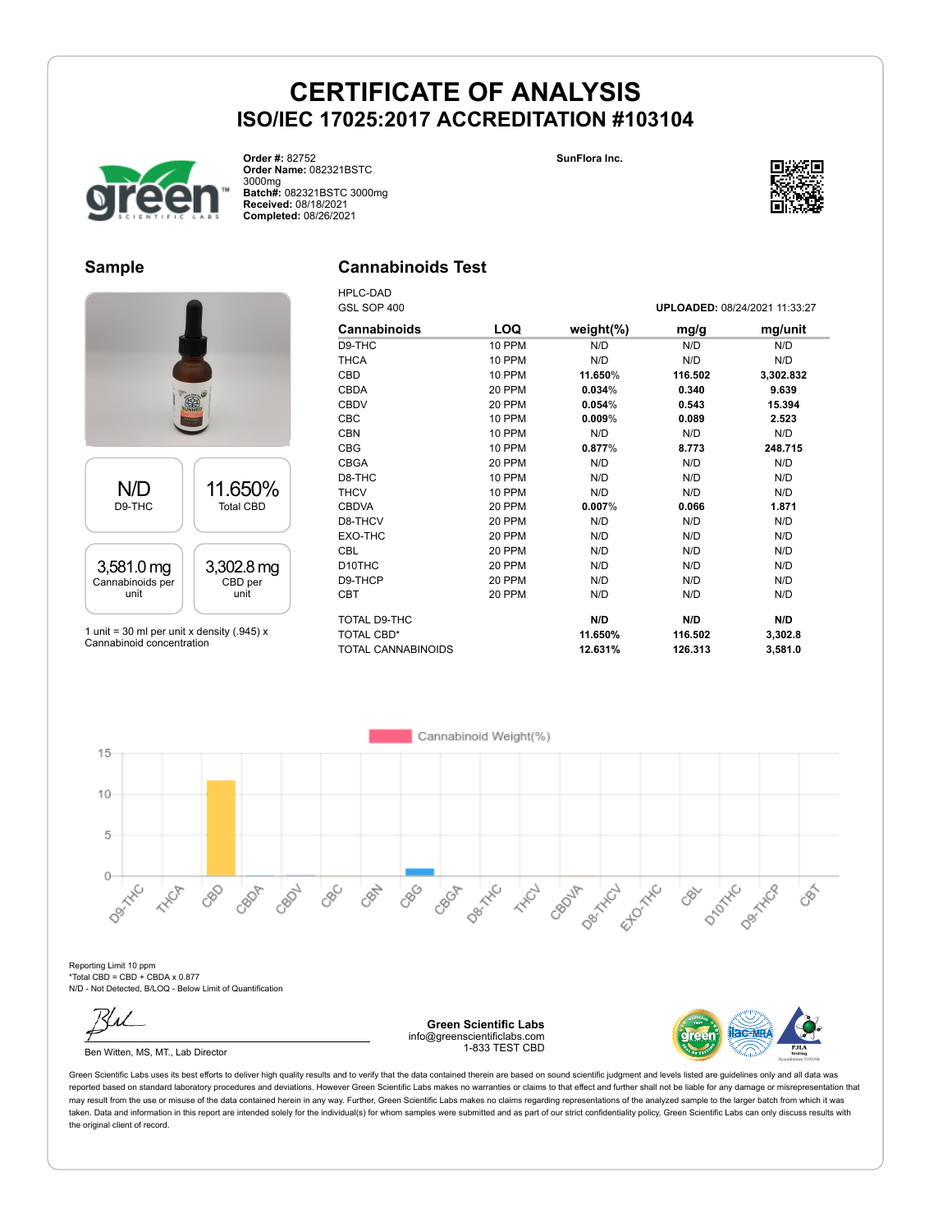# CERTIFICATE OF ANALYSIS

## ISO/IEC 17025:2017 ACCREDITATION #103104

**Order #:** 82752
**Order Name:** 082321BSTC 3000mg
**Batch#:** 082321BSTC 3000mg
**Received:** 08/18/2021
**Completed:** 08/26/2021

**SunFlora Inc.**

## Sample

| N/D | 11.650% |
|---|---|
| D9-THC | Total CBD |
| **3,581.0 mg** | **3,302.8 mg** |
| Cannabinoids per unit | CBD per unit |

1 unit = 30 ml per unit x density (.945) x Cannabinoid concentration

## Cannabinoids Test

HPLC-DAD
GSL SOP 400

**UPLOADED:** 08/24/2021 11:33:27

| Cannabinoids | LOQ | weight(%) | mg/g | mg/unit |
|---|---|---|---|---|
| D9-THC | 10 PPM | N/D | N/D | N/D |
| THCA | 10 PPM | N/D | N/D | N/D |
| CBD | 10 PPM | **11.650%** | **116.502** | **3,302.832** |
| CBDA | 20 PPM | **0.034%** | **0.340** | **9.639** |
| CBDV | 20 PPM | **0.054%** | **0.543** | **15.394** |
| CBC | 10 PPM | **0.009%** | **0.089** | **2.523** |
| CBN | 10 PPM | N/D | N/D | N/D |
| CBG | 10 PPM | **0.877%** | **8.773** | **248.715** |
| CBGA | 20 PPM | N/D | N/D | N/D |
| D8-THC | 10 PPM | N/D | N/D | N/D |
| THCV | 10 PPM | N/D | N/D | N/D |
| CBDVA | 20 PPM | **0.007%** | **0.066** | **1.871** |
| D8-THCV | 20 PPM | N/D | N/D | N/D |
| EXO-THC | 20 PPM | N/D | N/D | N/D |
| CBL | 20 PPM | N/D | N/D | N/D |
| D10THC | 20 PPM | N/D | N/D | N/D |
| D9-THCP | 20 PPM | N/D | N/D | N/D |
| CBT | 20 PPM | N/D | N/D | N/D |
| TOTAL D9-THC | | **N/D** | **N/D** | **N/D** |
| TOTAL CBD* | | **11.650%** | **116.502** | **3,302.8** |
| TOTAL CANNABINOIDS | | **12.631%** | **126.313** | **3,581.0** |

Reporting Limit 10 ppm
*Total CBD = CBD + CBDA x 0.877
N/D - Not Detected, B/LOQ - Below Limit of Quantification

Ben Witten, MS, MT., Lab Director

**Green Scientific Labs**
info@greenscientificlabs.com
1-833 TEST CBD

Green Scientific Labs uses its best efforts to deliver high quality results and to verify that the data contained therein are based on sound scientific judgment and levels listed are guidelines only and all data was reported based on standard laboratory procedures and deviations. However Green Scientific Labs makes no warranties or claims to that effect and further shall not be liable for any damage or misrepresentation that may result from the use or misuse of the data contained herein in any way. Further, Green Scientific Labs makes no claims regarding representations of the analyzed sample to the larger batch from which it was taken. Data and information in this report are intended solely for the individual(s) for whom samples were submitted and as part of our strict confidentiality policy, Green Scientific Labs can only discuss results with the original client of record.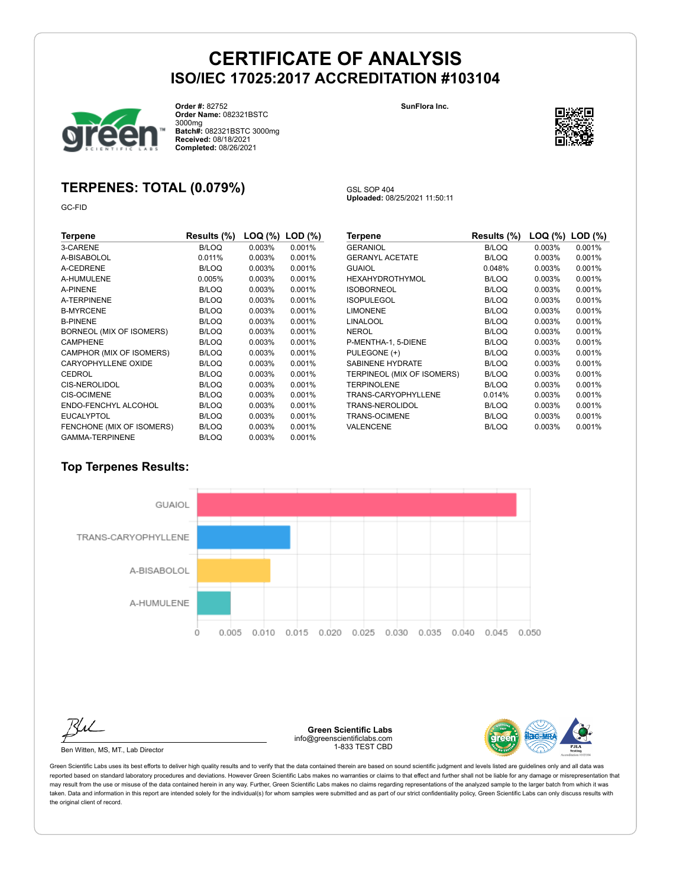# CERTIFICATE OF ANALYSIS
## ISO/IEC 17025:2017 ACCREDITATION #103104

**Order #:** 82752
**Order Name:** 082321BSTC 3000mg
**Batch#:** 082321BSTC 3000mg
**Received:** 08/18/2021
**Completed:** 08/26/2021

**SunFlora Inc.**

## TERPENES: TOTAL (0.079%)

GC-FID

GSL SOP 404
**Uploaded:** 08/25/2021 11:50:11

| Terpene | Results (%) | LOQ (%) | LOD (%) |
|---|---|---|---|
| 3-CARENE | B/LOQ | 0.003% | 0.001% |
| A-BISABOLOL | 0.011% | 0.003% | 0.001% |
| A-CEDRENE | B/LOQ | 0.003% | 0.001% |
| A-HUMULENE | 0.005% | 0.003% | 0.001% |
| A-PINENE | B/LOQ | 0.003% | 0.001% |
| A-TERPINENE | B/LOQ | 0.003% | 0.001% |
| B-MYRCENE | B/LOQ | 0.003% | 0.001% |
| B-PINENE | B/LOQ | 0.003% | 0.001% |
| BORNEOL (MIX OF ISOMERS) | B/LOQ | 0.003% | 0.001% |
| CAMPHENE | B/LOQ | 0.003% | 0.001% |
| CAMPHOR (MIX OF ISOMERS) | B/LOQ | 0.003% | 0.001% |
| CARYOPHYLLENE OXIDE | B/LOQ | 0.003% | 0.001% |
| CEDROL | B/LOQ | 0.003% | 0.001% |
| CIS-NEROLIDOL | B/LOQ | 0.003% | 0.001% |
| CIS-OCIMENE | B/LOQ | 0.003% | 0.001% |
| ENDO-FENCHYL ALCOHOL | B/LOQ | 0.003% | 0.001% |
| EUCALYPTOL | B/LOQ | 0.003% | 0.001% |
| FENCHONE (MIX OF ISOMERS) | B/LOQ | 0.003% | 0.001% |
| GAMMA-TERPINENE | B/LOQ | 0.003% | 0.001% |
| GERANIOL | B/LOQ | 0.003% | 0.001% |
| GERANYL ACETATE | B/LOQ | 0.003% | 0.001% |
| GUAIOL | 0.048% | 0.003% | 0.001% |
| HEXAHYDROTHYMOL | B/LOQ | 0.003% | 0.001% |
| ISOBORNEOL | B/LOQ | 0.003% | 0.001% |
| ISOPULEGOL | B/LOQ | 0.003% | 0.001% |
| LIMONENE | B/LOQ | 0.003% | 0.001% |
| LINALOOL | B/LOQ | 0.003% | 0.001% |
| NEROL | B/LOQ | 0.003% | 0.001% |
| P-MENTHA-1, 5-DIENE | B/LOQ | 0.003% | 0.001% |
| PULEGONE (+) | B/LOQ | 0.003% | 0.001% |
| SABINENE HYDRATE | B/LOQ | 0.003% | 0.001% |
| TERPINEOL (MIX OF ISOMERS) | B/LOQ | 0.003% | 0.001% |
| TERPINOLENE | B/LOQ | 0.003% | 0.001% |
| TRANS-CARYOPHYLLENE | 0.014% | 0.003% | 0.001% |
| TRANS-NEROLIDOL | B/LOQ | 0.003% | 0.001% |
| TRANS-OCIMENE | B/LOQ | 0.003% | 0.001% |
| VALENCENE | B/LOQ | 0.003% | 0.001% |

### Top Terpenes Results:

| Terpene | Result |
|---|---|
| GUAIOL | 0.048 |
| TRANS-CARYOPHYLLENE | 0.014 |
| A-BISABOLOL | 0.011 |
| A-HUMULENE | 0.005 |

Ben Witten, MS, MT., Lab Director

**Green Scientific Labs**
info@greenscientificlabs.com
1-833 TEST CBD

Green Scientific Labs uses its best efforts to deliver high quality results and to verify that the data contained therein are based on sound scientific judgment and levels listed are guidelines only and all data was reported based on standard laboratory procedures and deviations. However Green Scientific Labs makes no warranties or claims to that effect and further shall not be liable for any damage or misrepresentation that may result from the use or misuse of the data contained herein in any way. Further, Green Scientific Labs makes no claims regarding representations of the analyzed sample to the larger batch from which it was taken. Data and information in this report are intended solely for the individual(s) for whom samples were submitted and as part of our strict confidentiality policy, Green Scientific Labs can only discuss results with the original client of record.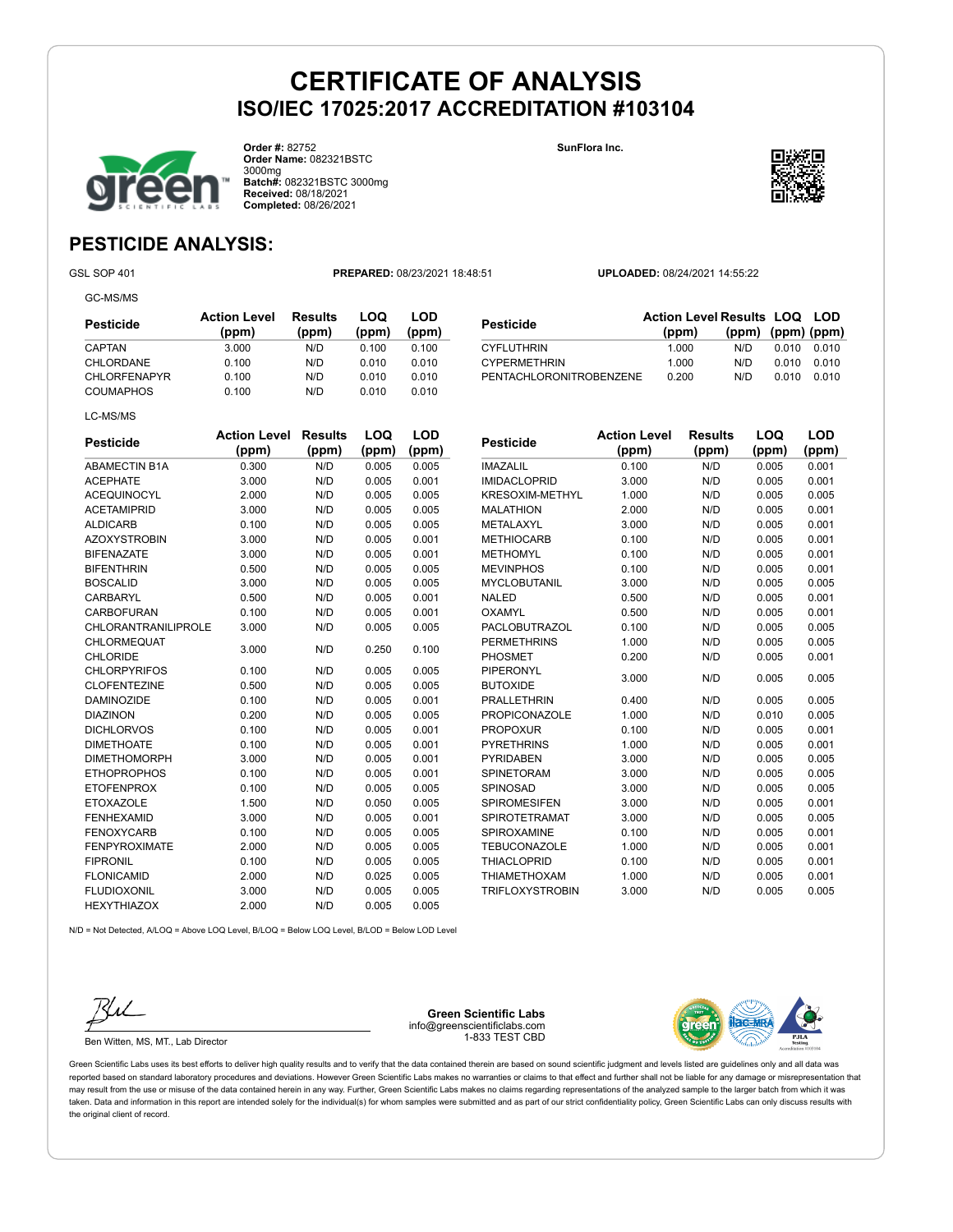# CERTIFICATE OF ANALYSIS
## ISO/IEC 17025:2017 ACCREDITATION #103104

**Order #:** 82752
**Order Name:** 082321BSTC 3000mg
**Batch#:** 082321BSTC 3000mg
**Received:** 08/18/2021
**Completed:** 08/26/2021

SunFlora Inc.

## PESTICIDE ANALYSIS:

GSL SOP 401 **PREPARED:** 08/23/2021 18:48:51 **UPLOADED:** 08/24/2021 14:55:22

GC-MS/MS

| Pesticide | Action Level (ppm) | Results (ppm) | LOQ (ppm) | LOD (ppm) |
|---|---|---|---|---|
| CAPTAN | 3.000 | N/D | 0.100 | 0.100 |
| CHLORDANE | 0.100 | N/D | 0.010 | 0.010 |
| CHLORFENAPYR | 0.100 | N/D | 0.010 | 0.010 |
| COUMAPHOS | 0.100 | N/D | 0.010 | 0.010 |
| CYFLUTHRIN | 1.000 | N/D | 0.010 | 0.010 |
| CYPERMETHRIN | 1.000 | N/D | 0.010 | 0.010 |
| PENTACHLORONITROBENZENE | 0.200 | N/D | 0.010 | 0.010 |

LC-MS/MS

| Pesticide | Action Level (ppm) | Results (ppm) | LOQ (ppm) | LOD (ppm) |
|---|---|---|---|---|
| ABAMECTIN B1A | 0.300 | N/D | 0.005 | 0.005 |
| ACEPHATE | 3.000 | N/D | 0.005 | 0.001 |
| ACEQUINOCYL | 2.000 | N/D | 0.005 | 0.005 |
| ACETAMIPRID | 3.000 | N/D | 0.005 | 0.005 |
| ALDICARB | 0.100 | N/D | 0.005 | 0.005 |
| AZOXYSTROBIN | 3.000 | N/D | 0.005 | 0.001 |
| BIFENAZATE | 3.000 | N/D | 0.005 | 0.001 |
| BIFENTHRIN | 0.500 | N/D | 0.005 | 0.005 |
| BOSCALID | 3.000 | N/D | 0.005 | 0.005 |
| CARBARYL | 0.500 | N/D | 0.005 | 0.001 |
| CARBOFURAN | 0.100 | N/D | 0.005 | 0.001 |
| CHLORANTRANILIPROLE | 3.000 | N/D | 0.005 | 0.005 |
| CHLORMEQUAT CHLORIDE | 3.000 | N/D | 0.250 | 0.100 |
| CHLORPYRIFOS | 0.100 | N/D | 0.005 | 0.005 |
| CLOFENTEZINE | 0.500 | N/D | 0.005 | 0.005 |
| DAMINOZIDE | 0.100 | N/D | 0.005 | 0.001 |
| DIAZINON | 0.200 | N/D | 0.005 | 0.005 |
| DICHLORVOS | 0.100 | N/D | 0.005 | 0.001 |
| DIMETHOATE | 0.100 | N/D | 0.005 | 0.001 |
| DIMETHOMORPH | 3.000 | N/D | 0.005 | 0.001 |
| ETHOPROPHOS | 0.100 | N/D | 0.005 | 0.001 |
| ETOFENPROX | 0.100 | N/D | 0.005 | 0.005 |
| ETOXAZOLE | 1.500 | N/D | 0.050 | 0.005 |
| FENHEXAMID | 3.000 | N/D | 0.005 | 0.001 |
| FENOXYCARB | 0.100 | N/D | 0.005 | 0.005 |
| FENPYROXIMATE | 2.000 | N/D | 0.005 | 0.005 |
| FIPRONIL | 0.100 | N/D | 0.005 | 0.005 |
| FLONICAMID | 2.000 | N/D | 0.025 | 0.005 |
| FLUDIOXONIL | 3.000 | N/D | 0.005 | 0.005 |
| HEXYTHIAZOX | 2.000 | N/D | 0.005 | 0.005 |
| IMAZALIL | 0.100 | N/D | 0.005 | 0.001 |
| IMIDACLOPRID | 3.000 | N/D | 0.005 | 0.001 |
| KRESOXIM-METHYL | 1.000 | N/D | 0.005 | 0.005 |
| MALATHION | 2.000 | N/D | 0.005 | 0.001 |
| METALAXYL | 3.000 | N/D | 0.005 | 0.001 |
| METHIOCARB | 0.100 | N/D | 0.005 | 0.001 |
| METHOMYL | 0.100 | N/D | 0.005 | 0.001 |
| MEVINPHOS | 0.100 | N/D | 0.005 | 0.001 |
| MYCLOBUTANIL | 3.000 | N/D | 0.005 | 0.005 |
| NALED | 0.500 | N/D | 0.005 | 0.001 |
| OXAMYL | 0.500 | N/D | 0.005 | 0.001 |
| PACLOBUTRAZOL | 0.100 | N/D | 0.005 | 0.005 |
| PERMETHRINS | 1.000 | N/D | 0.005 | 0.005 |
| PHOSMET | 0.200 | N/D | 0.005 | 0.001 |
| PIPERONYL BUTOXIDE | 3.000 | N/D | 0.005 | 0.005 |
| PRALLETHRIN | 0.400 | N/D | 0.005 | 0.005 |
| PROPICONAZOLE | 1.000 | N/D | 0.010 | 0.005 |
| PROPOXUR | 0.100 | N/D | 0.005 | 0.001 |
| PYRETHRINS | 1.000 | N/D | 0.005 | 0.001 |
| PYRIDABEN | 3.000 | N/D | 0.005 | 0.005 |
| SPINETORAM | 3.000 | N/D | 0.005 | 0.005 |
| SPINOSAD | 3.000 | N/D | 0.005 | 0.005 |
| SPIROMESIFEN | 3.000 | N/D | 0.005 | 0.001 |
| SPIROTETRAMAT | 3.000 | N/D | 0.005 | 0.005 |
| SPIROXAMINE | 0.100 | N/D | 0.005 | 0.001 |
| TEBUCONAZOLE | 1.000 | N/D | 0.005 | 0.001 |
| THIACLOPRID | 0.100 | N/D | 0.005 | 0.001 |
| THIAMETHOXAM | 1.000 | N/D | 0.005 | 0.001 |
| TRIFLOXYSTROBIN | 3.000 | N/D | 0.005 | 0.005 |

N/D = Not Detected, A/LOQ = Above LOQ Level, B/LOQ = Below LOQ Level, B/LOD = Below LOD Level

Ben Witten, MS, MT., Lab Director

**Green Scientific Labs**
info@greenscientificlabs.com
1-833 TEST CBD

Green Scientific Labs uses its best efforts to deliver high quality results and to verify that the data contained therein are based on sound scientific judgment and levels listed are guidelines only and all data was reported based on standard laboratory procedures and deviations. However Green Scientific Labs makes no warranties or claims to that effect and further shall not be liable for any damage or misrepresentation that may result from the use or misuse of the data contained herein in any way. Further, Green Scientific Labs makes no claims regarding representations of the analyzed sample to the larger batch from which it was taken. Data and information in this report are intended solely for the individual(s) for whom samples were submitted and as part of our strict confidentiality policy, Green Scientific Labs can only discuss results with the original client of record.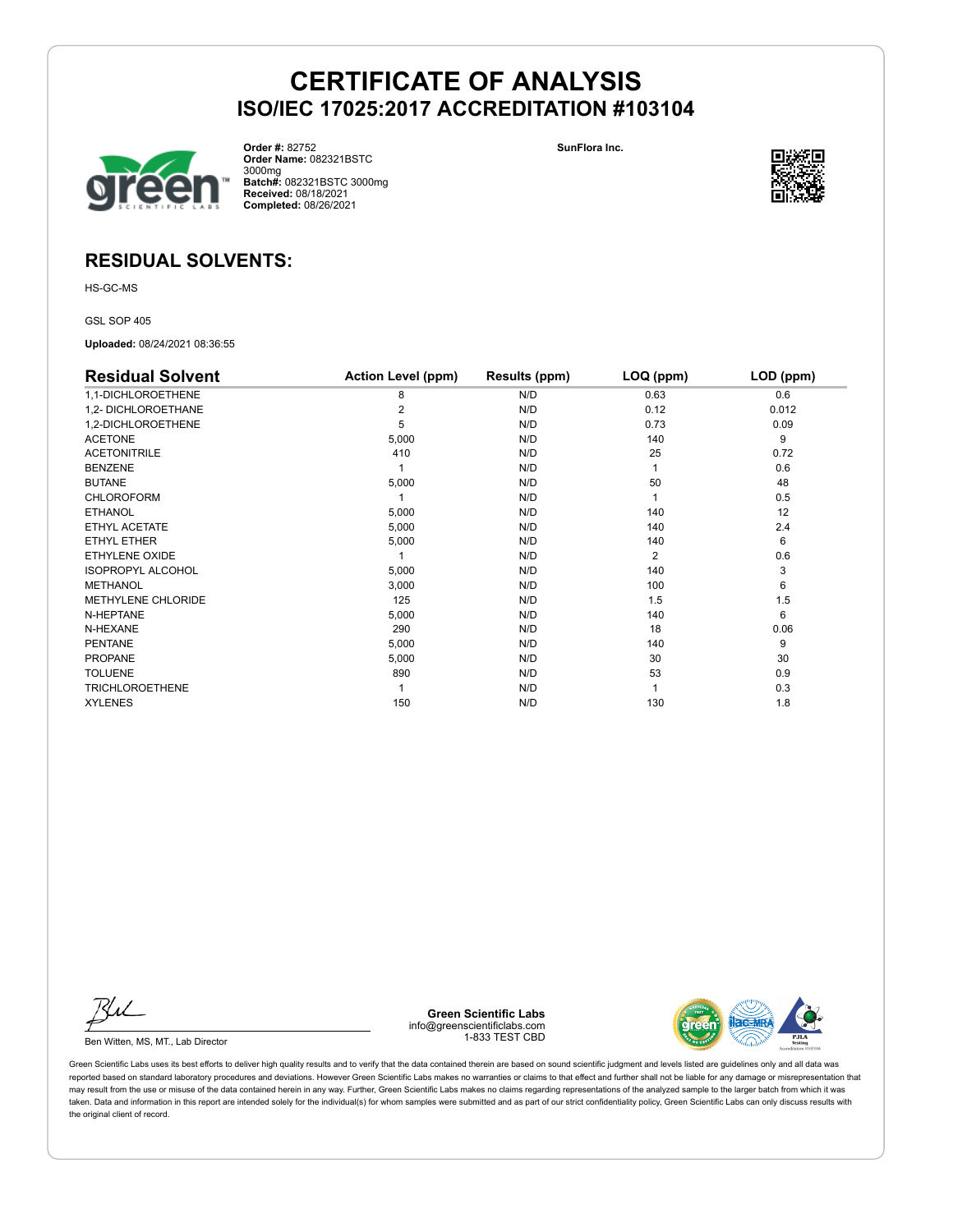# CERTIFICATE OF ANALYSIS
## ISO/IEC 17025:2017 ACCREDITATION #103104

**Order #:** 82752
**Order Name:** 082321BSTC 3000mg
**Batch#:** 082321BSTC 3000mg
**Received:** 08/18/2021
**Completed:** 08/26/2021

**SunFlora Inc.**

## RESIDUAL SOLVENTS:

HS-GC-MS

GSL SOP 405

**Uploaded:** 08/24/2021 08:36:55

| Residual Solvent | Action Level (ppm) | Results (ppm) | LOQ (ppm) | LOD (ppm) |
|---|---|---|---|---|
| 1,1-DICHLOROETHENE | 8 | N/D | 0.63 | 0.6 |
| 1,2- DICHLOROETHANE | 2 | N/D | 0.12 | 0.012 |
| 1,2-DICHLOROETHENE | 5 | N/D | 0.73 | 0.09 |
| ACETONE | 5,000 | N/D | 140 | 9 |
| ACETONITRILE | 410 | N/D | 25 | 0.72 |
| BENZENE | 1 | N/D | 1 | 0.6 |
| BUTANE | 5,000 | N/D | 50 | 48 |
| CHLOROFORM | 1 | N/D | 1 | 0.5 |
| ETHANOL | 5,000 | N/D | 140 | 12 |
| ETHYL ACETATE | 5,000 | N/D | 140 | 2.4 |
| ETHYL ETHER | 5,000 | N/D | 140 | 6 |
| ETHYLENE OXIDE | 1 | N/D | 2 | 0.6 |
| ISOPROPYL ALCOHOL | 5,000 | N/D | 140 | 3 |
| METHANOL | 3,000 | N/D | 100 | 6 |
| METHYLENE CHLORIDE | 125 | N/D | 1.5 | 1.5 |
| N-HEPTANE | 5,000 | N/D | 140 | 6 |
| N-HEXANE | 290 | N/D | 18 | 0.06 |
| PENTANE | 5,000 | N/D | 140 | 9 |
| PROPANE | 5,000 | N/D | 30 | 30 |
| TOLUENE | 890 | N/D | 53 | 0.9 |
| TRICHLOROETHENE | 1 | N/D | 1 | 0.3 |
| XYLENES | 150 | N/D | 130 | 1.8 |

Ben Witten, MS, MT., Lab Director

**Green Scientific Labs**
info@greenscientificlabs.com
1-833 TEST CBD

Green Scientific Labs uses its best efforts to deliver high quality results and to verify that the data contained therein are based on sound scientific judgment and levels listed are guidelines only and all data was reported based on standard laboratory procedures and deviations. However Green Scientific Labs makes no warranties or claims to that effect and further shall not be liable for any damage or misrepresentation that may result from the use or misuse of the data contained herein in any way. Further, Green Scientific Labs makes no claims regarding representations of the analyzed sample to the larger batch from which it was taken. Data and information in this report are intended solely for the individual(s) for whom samples were submitted and as part of our strict confidentiality policy, Green Scientific Labs can only discuss results with the original client of record.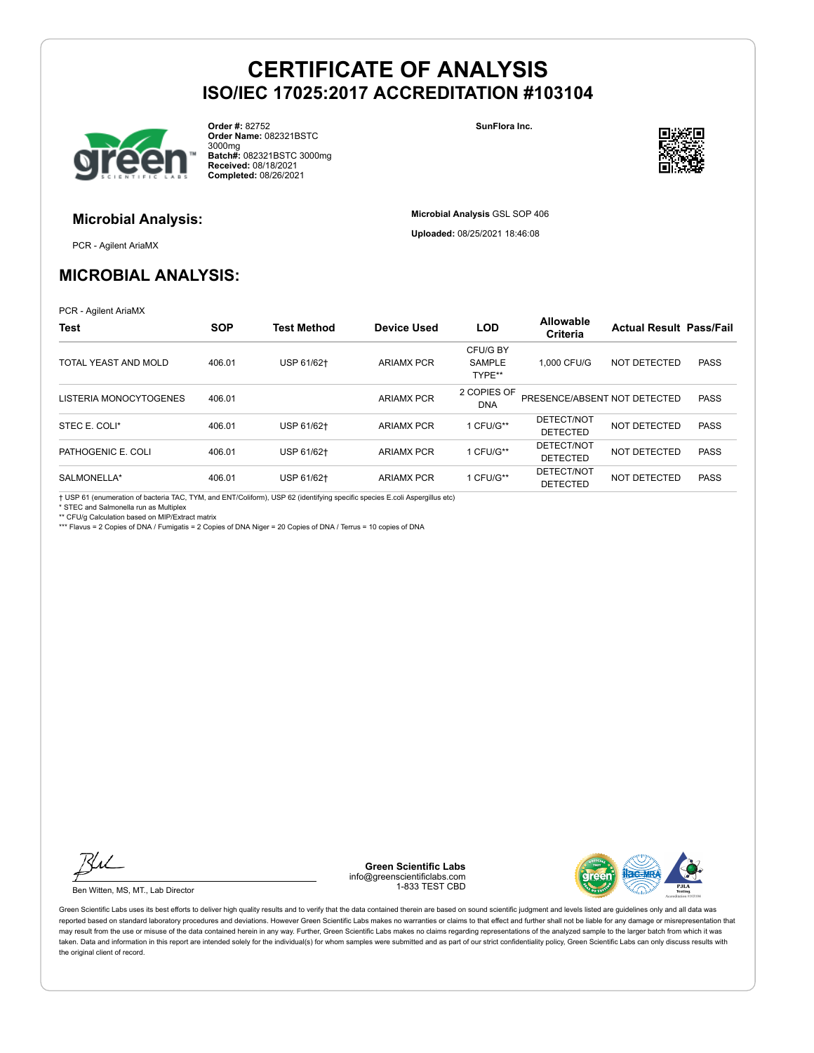# CERTIFICATE OF ANALYSIS
## ISO/IEC 17025:2017 ACCREDITATION #103104

**Order #:** 82752
**Order Name:** 082321BSTC 3000mg
**Batch#:** 082321BSTC 3000mg
**Received:** 08/18/2021
**Completed:** 08/26/2021

**SunFlora Inc.**

### Microbial Analysis:

PCR - Agilent AriaMX

**Microbial Analysis** GSL SOP 406

**Uploaded:** 08/25/2021 18:46:08

## MICROBIAL ANALYSIS:

PCR - Agilent AriaMX

| Test | SOP | Test Method | Device Used | LOD | Allowable Criteria | Actual Result | Pass/Fail |
|---|---|---|---|---|---|---|---|
| TOTAL YEAST AND MOLD | 406.01 | USP 61/62† | ARIAMX PCR | CFU/G BY SAMPLE TYPE** | 1,000 CFU/G | NOT DETECTED | PASS |
| LISTERIA MONOCYTOGENES | 406.01 | | ARIAMX PCR | 2 COPIES OF DNA | PRESENCE/ABSENT | NOT DETECTED | PASS |
| STEC E. COLI* | 406.01 | USP 61/62† | ARIAMX PCR | 1 CFU/G** | DETECT/NOT DETECTED | NOT DETECTED | PASS |
| PATHOGENIC E. COLI | 406.01 | USP 61/62† | ARIAMX PCR | 1 CFU/G** | DETECT/NOT DETECTED | NOT DETECTED | PASS |
| SALMONELLA* | 406.01 | USP 61/62† | ARIAMX PCR | 1 CFU/G** | DETECT/NOT DETECTED | NOT DETECTED | PASS |

† USP 61 (enumeration of bacteria TAC, TYM, and ENT/Coliform), USP 62 (identifying specific species E.coli Aspergillus etc)
* STEC and Salmonella run as Multiplex
** CFU/g Calculation based on MIP/Extract matrix
*** Flavus = 2 Copies of DNA / Fumigatis = 2 Copies of DNA Niger = 20 Copies of DNA / Terrus = 10 copies of DNA

Ben Witten, MS, MT., Lab Director

**Green Scientific Labs**
info@greenscientificlabs.com
1-833 TEST CBD

Green Scientific Labs uses its best efforts to deliver high quality results and to verify that the data contained therein are based on sound scientific judgment and levels listed are guidelines only and all data was reported based on standard laboratory procedures and deviations. However Green Scientific Labs makes no warranties or claims to that effect and further shall not be liable for any damage or misrepresentation that may result from the use or misuse of the data contained herein in any way. Further, Green Scientific Labs makes no claims regarding representations of the analyzed sample to the larger batch from which it was taken. Data and information in this report are intended solely for the individual(s) for whom samples were submitted and as part of our strict confidentiality policy, Green Scientific Labs can only discuss results with the original client of record.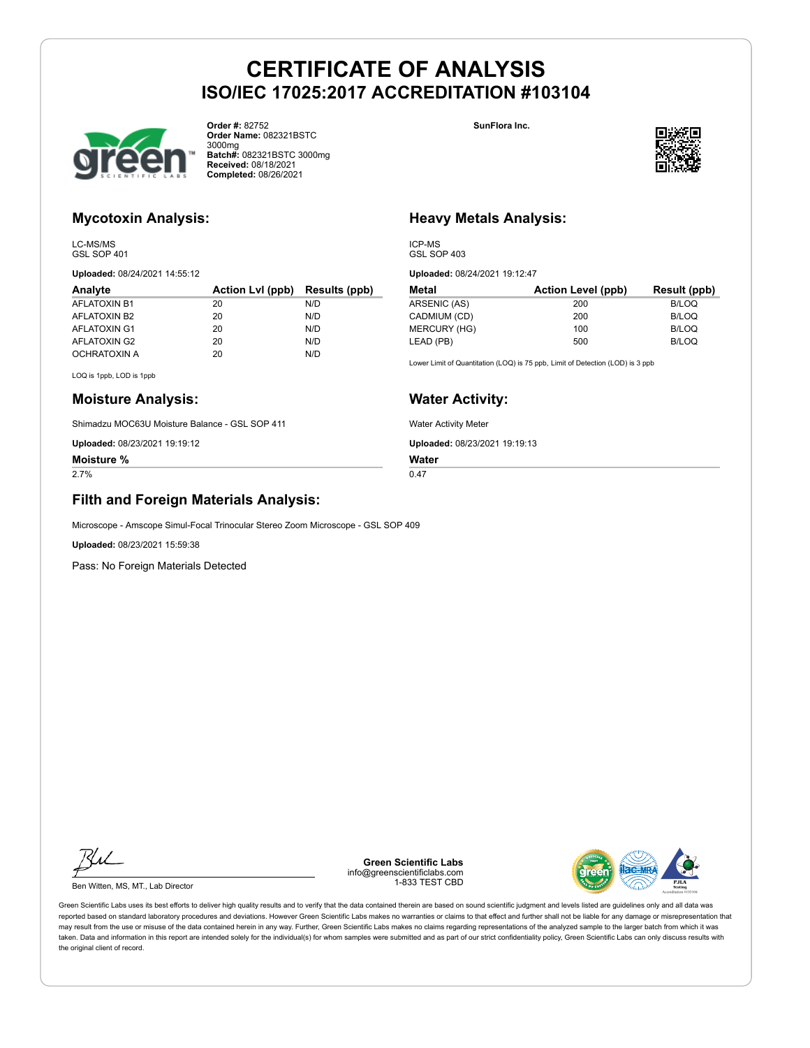# CERTIFICATE OF ANALYSIS
## ISO/IEC 17025:2017 ACCREDITATION #103104

**Order #:** 82752
**Order Name:** 082321BSTC 3000mg
**Batch#:** 082321BSTC 3000mg
**Received:** 08/18/2021
**Completed:** 08/26/2021

**SunFlora Inc.**

## Mycotoxin Analysis:

LC-MS/MS
GSL SOP 401

**Uploaded:** 08/24/2021 14:55:12

| Analyte | Action Lvl (ppb) | Results (ppb) |
|---|---|---|
| AFLATOXIN B1 | 20 | N/D |
| AFLATOXIN B2 | 20 | N/D |
| AFLATOXIN G1 | 20 | N/D |
| AFLATOXIN G2 | 20 | N/D |
| OCHRATOXIN A | 20 | N/D |

LOQ is 1ppb, LOD is 1ppb

## Heavy Metals Analysis:

ICP-MS
GSL SOP 403

**Uploaded:** 08/24/2021 19:12:47

| Metal | Action Level (ppb) | Result (ppb) |
|---|---|---|
| ARSENIC (AS) | 200 | B/LOQ |
| CADMIUM (CD) | 200 | B/LOQ |
| MERCURY (HG) | 100 | B/LOQ |
| LEAD (PB) | 500 | B/LOQ |

Lower Limit of Quantitation (LOQ) is 75 ppb, Limit of Detection (LOD) is 3 ppb

## Moisture Analysis:

Shimadzu MOC63U Moisture Balance - GSL SOP 411

**Uploaded:** 08/23/2021 19:19:12

| Moisture % |
|---|
| 2.7% |

## Water Activity:

Water Activity Meter

**Uploaded:** 08/23/2021 19:19:13

| Water |
|---|
| 0.47 |

## Filth and Foreign Materials Analysis:

Microscope - Amscope Simul-Focal Trinocular Stereo Zoom Microscope - GSL SOP 409

**Uploaded:** 08/23/2021 15:59:38

Pass: No Foreign Materials Detected

Ben Witten, MS, MT., Lab Director

**Green Scientific Labs**
info@greenscientificlabs.com
1-833 TEST CBD

Green Scientific Labs uses its best efforts to deliver high quality results and to verify that the data contained therein are based on sound scientific judgment and levels listed are guidelines only and all data was reported based on standard laboratory procedures and deviations. However Green Scientific Labs makes no warranties or claims to that effect and further shall not be liable for any damage or misrepresentation that may result from the use or misuse of the data contained herein in any way. Further, Green Scientific Labs makes no claims regarding representations of the analyzed sample to the larger batch from which it was taken. Data and information in this report are intended solely for the individual(s) for whom samples were submitted and as part of our strict confidentiality policy, Green Scientific Labs can only discuss results with the original client of record.